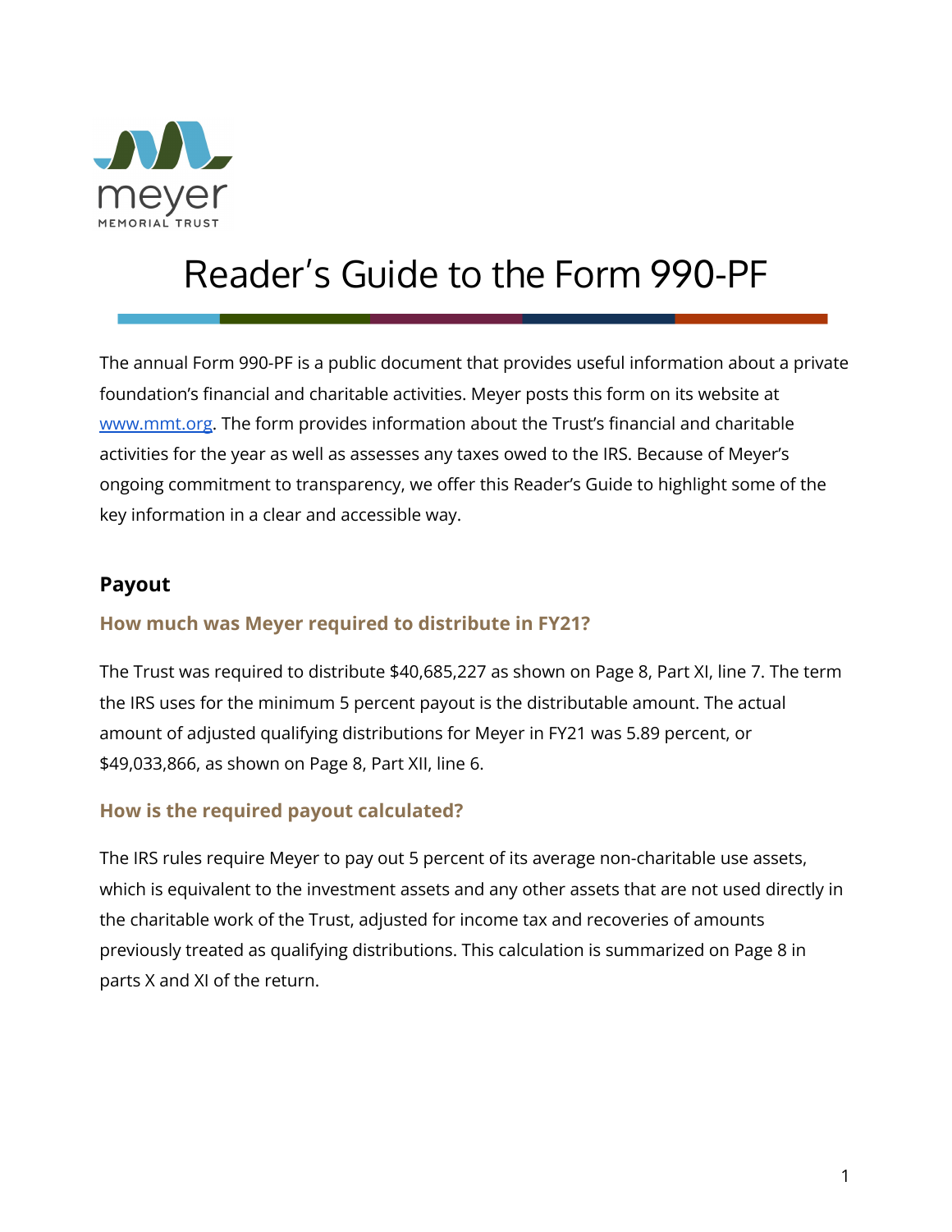meyer
MEMORIAL TRUST

# Reader's Guide to the Form 990-PF

The annual Form 990-PF is a public document that provides useful information about a private foundation's financial and charitable activities. Meyer posts this form on its website at www.mmt.org. The form provides information about the Trust's financial and charitable activities for the year as well as assesses any taxes owed to the IRS. Because of Meyer's ongoing commitment to transparency, we offer this Reader's Guide to highlight some of the key information in a clear and accessible way.

## Payout

### How much was Meyer required to distribute in FY21?

The Trust was required to distribute $40,685,227 as shown on Page 8, Part XI, line 7. The term the IRS uses for the minimum 5 percent payout is the distributable amount. The actual amount of adjusted qualifying distributions for Meyer in FY21 was 5.89 percent, or $49,033,866, as shown on Page 8, Part XII, line 6.

### How is the required payout calculated?

The IRS rules require Meyer to pay out 5 percent of its average non-charitable use assets, which is equivalent to the investment assets and any other assets that are not used directly in the charitable work of the Trust, adjusted for income tax and recoveries of amounts previously treated as qualifying distributions. This calculation is summarized on Page 8 in parts X and XI of the return.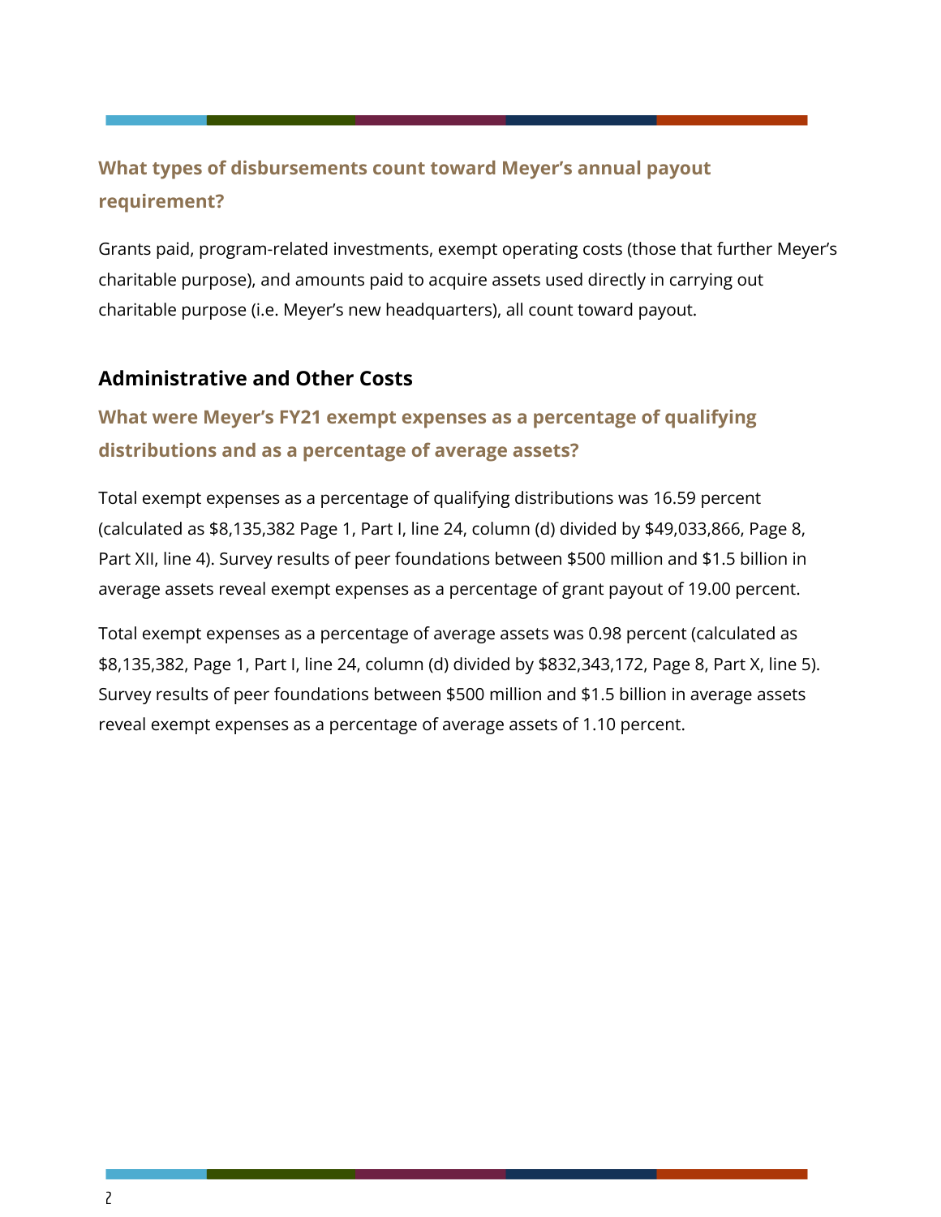### What types of disbursements count toward Meyer's annual payout requirement?

Grants paid, program-related investments, exempt operating costs (those that further Meyer's charitable purpose), and amounts paid to acquire assets used directly in carrying out charitable purpose (i.e. Meyer's new headquarters), all count toward payout.

## Administrative and Other Costs

### What were Meyer's FY21 exempt expenses as a percentage of qualifying distributions and as a percentage of average assets?

Total exempt expenses as a percentage of qualifying distributions was 16.59 percent (calculated as $8,135,382 Page 1, Part I, line 24, column (d) divided by $49,033,866, Page 8, Part XII, line 4). Survey results of peer foundations between $500 million and $1.5 billion in average assets reveal exempt expenses as a percentage of grant payout of 19.00 percent.

Total exempt expenses as a percentage of average assets was 0.98 percent (calculated as $8,135,382, Page 1, Part I, line 24, column (d) divided by $832,343,172, Page 8, Part X, line 5). Survey results of peer foundations between $500 million and $1.5 billion in average assets reveal exempt expenses as a percentage of average assets of 1.10 percent.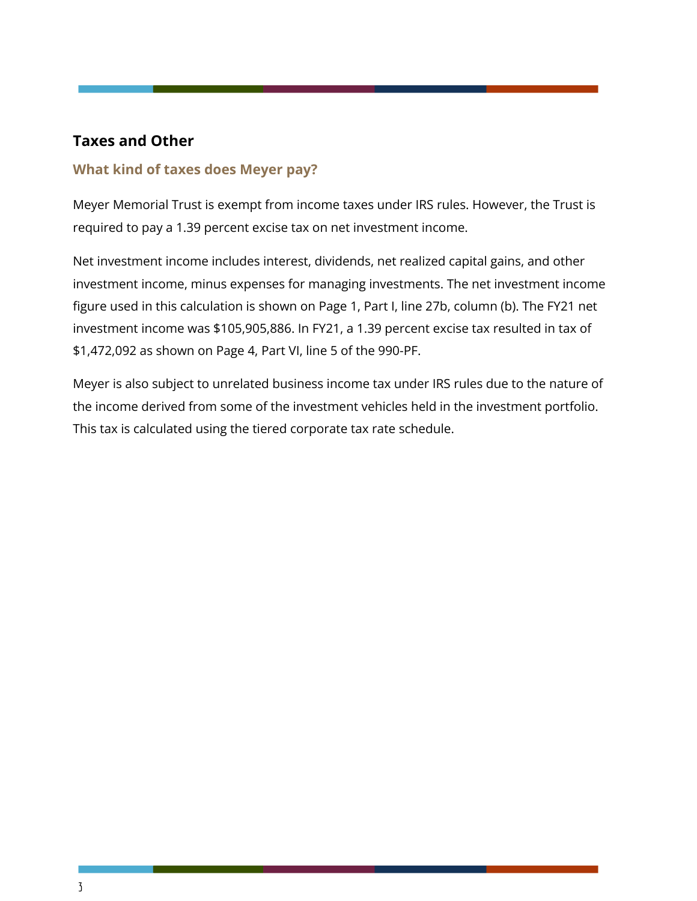## Taxes and Other

### What kind of taxes does Meyer pay?

Meyer Memorial Trust is exempt from income taxes under IRS rules. However, the Trust is required to pay a 1.39 percent excise tax on net investment income.

Net investment income includes interest, dividends, net realized capital gains, and other investment income, minus expenses for managing investments. The net investment income figure used in this calculation is shown on Page 1, Part I, line 27b, column (b). The FY21 net investment income was $105,905,886. In FY21, a 1.39 percent excise tax resulted in tax of $1,472,092 as shown on Page 4, Part VI, line 5 of the 990-PF.

Meyer is also subject to unrelated business income tax under IRS rules due to the nature of the income derived from some of the investment vehicles held in the investment portfolio. This tax is calculated using the tiered corporate tax rate schedule.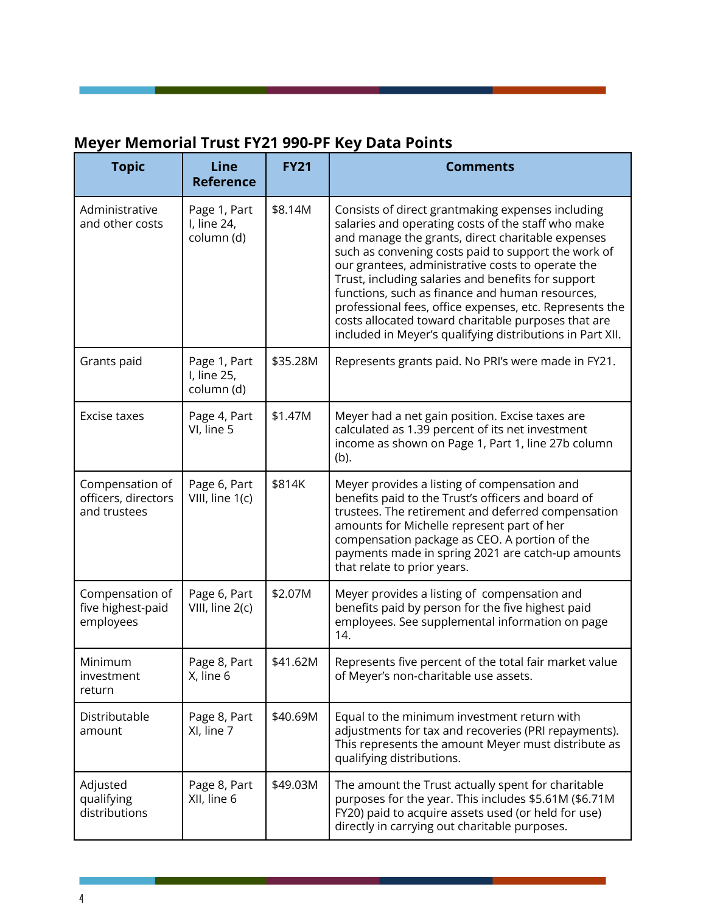## Meyer Memorial Trust FY21 990-PF Key Data Points

| Topic | Line Reference | FY21 | Comments |
|---|---|---|---|
| Administrative and other costs | Page 1, Part I, line 24, column (d) | $8.14M | Consists of direct grantmaking expenses including salaries and operating costs of the staff who make and manage the grants, direct charitable expenses such as convening costs paid to support the work of our grantees, administrative costs to operate the Trust, including salaries and benefits for support functions, such as finance and human resources, professional fees, office expenses, etc. Represents the costs allocated toward charitable purposes that are included in Meyer's qualifying distributions in Part XII. |
| Grants paid | Page 1, Part I, line 25, column (d) | $35.28M | Represents grants paid. No PRI's were made in FY21. |
| Excise taxes | Page 4, Part VI, line 5 | $1.47M | Meyer had a net gain position. Excise taxes are calculated as 1.39 percent of its net investment income as shown on Page 1, Part 1, line 27b column (b). |
| Compensation of officers, directors and trustees | Page 6, Part VIII, line 1(c) | $814K | Meyer provides a listing of compensation and benefits paid to the Trust's officers and board of trustees. The retirement and deferred compensation amounts for Michelle represent part of her compensation package as CEO. A portion of the payments made in spring 2021 are catch-up amounts that relate to prior years. |
| Compensation of five highest-paid employees | Page 6, Part VIII, line 2(c) | $2.07M | Meyer provides a listing of compensation and benefits paid by person for the five highest paid employees. See supplemental information on page 14. |
| Minimum investment return | Page 8, Part X, line 6 | $41.62M | Represents five percent of the total fair market value of Meyer's non-charitable use assets. |
| Distributable amount | Page 8, Part XI, line 7 | $40.69M | Equal to the minimum investment return with adjustments for tax and recoveries (PRI repayments). This represents the amount Meyer must distribute as qualifying distributions. |
| Adjusted qualifying distributions | Page 8, Part XII, line 6 | $49.03M | The amount the Trust actually spent for charitable purposes for the year. This includes $5.61M ($6.71M FY20) paid to acquire assets used (or held for use) directly in carrying out charitable purposes. |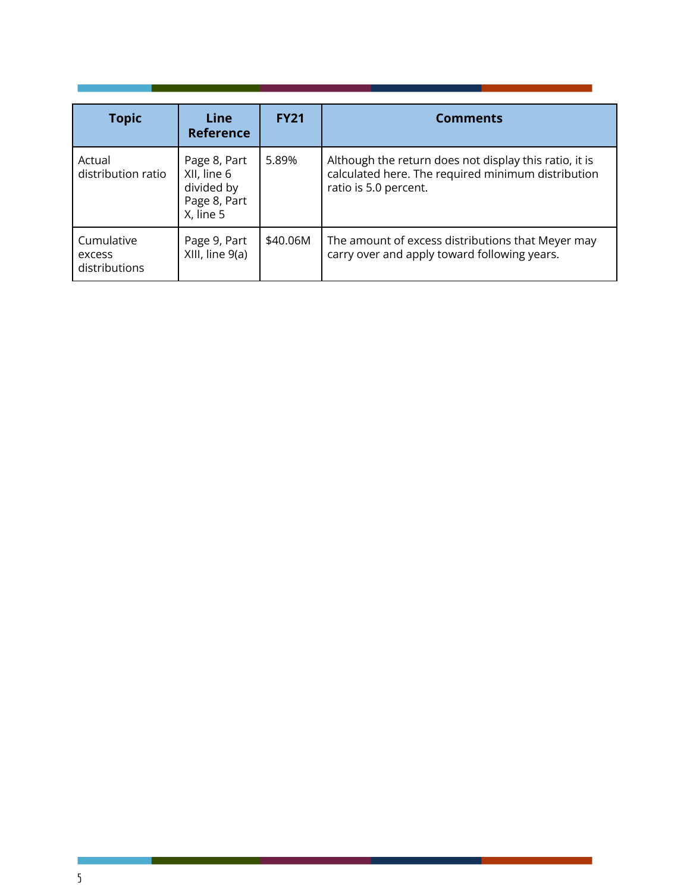| Topic | Line Reference | FY21 | Comments |
| --- | --- | --- | --- |
| Actual distribution ratio | Page 8, Part XII, line 6 divided by Page 8, Part X, line 5 | 5.89% | Although the return does not display this ratio, it is calculated here. The required minimum distribution ratio is 5.0 percent. |
| Cumulative excess distributions | Page 9, Part XIII, line 9(a) | $40.06M | The amount of excess distributions that Meyer may carry over and apply toward following years. |